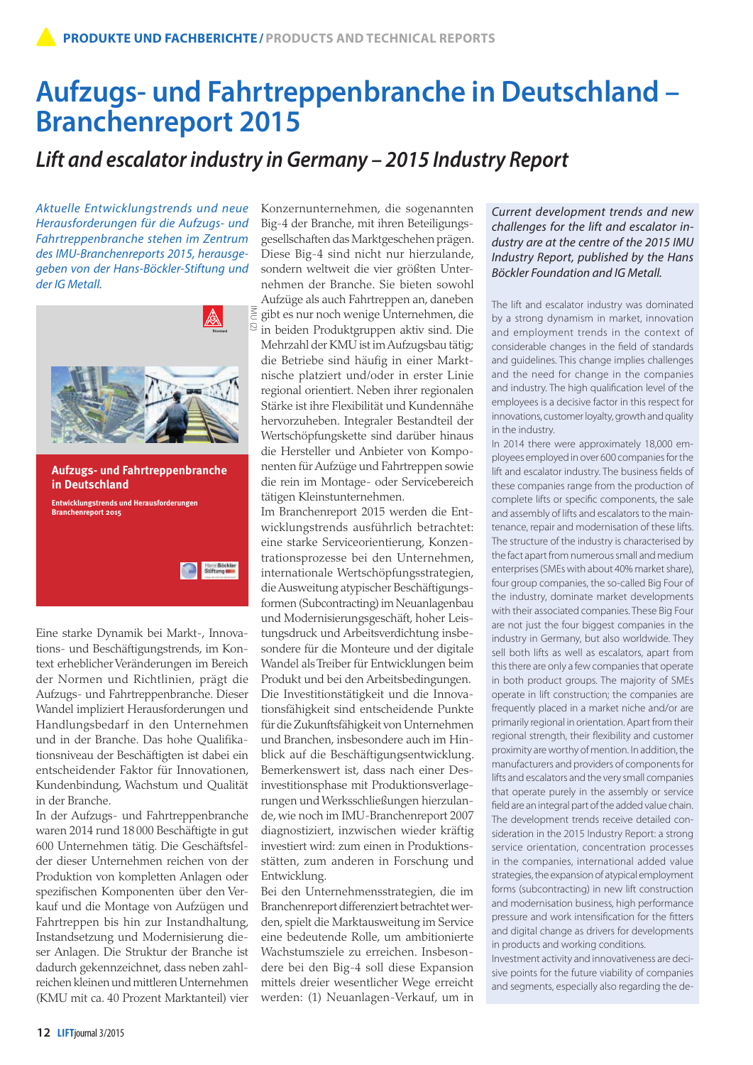# Aufzugs- und Fahrtreppenbranche in Deutschland – Branchenreport 2015

## *Lift and escalator industry in Germany – 2015 Industry Report*

*Aktuelle Entwicklungstrends und neue Herausforderungen für die Aufzugs- und Fahrtreppenbranche stehen im Zentrum des IMU-Branchenreports 2015, herausgegeben von der Hans-Böckler-Stiftung und der IG Metall.*

Eine starke Dynamik bei Markt-, Innovations- und Beschäftigungstrends, im Kontext erheblicher Veränderungen im Bereich der Normen und Richtlinien, prägt die Aufzugs- und Fahrtreppenbranche. Dieser Wandel impliziert Herausforderungen und Handlungsbedarf in den Unternehmen und in der Branche. Das hohe Qualifikationsniveau der Beschäftigten ist dabei ein entscheidender Faktor für Innovationen, Kundenbindung, Wachstum und Qualität in der Branche.

In der Aufzugs- und Fahrtreppenbranche waren 2014 rund 18 000 Beschäftigte in gut 600 Unternehmen tätig. Die Geschäftsfelder dieser Unternehmen reichen von der Produktion von kompletten Anlagen oder spezifischen Komponenten über den Verkauf und die Montage von Aufzügen und Fahrtreppen bis hin zur Instandhaltung, Instandsetzung und Modernisierung dieser Anlagen. Die Struktur der Branche ist dadurch gekennzeichnet, dass neben zahlreichen kleinen und mittleren Unternehmen (KMU mit ca. 40 Prozent Marktanteil) vier Konzernunternehmen, die sogenannten Big-4 der Branche, mit ihren Beteiligungsgesellschaften das Marktgeschehen prägen. Diese Big-4 sind nicht nur hierzulande, sondern weltweit die vier größten Unternehmen der Branche. Sie bieten sowohl Aufzüge als auch Fahrtreppen an, daneben gibt es nur noch wenige Unternehmen, die in beiden Produktgruppen aktiv sind. Die Mehrzahl der KMU ist im Aufzugsbau tätig; die Betriebe sind häufig in einer Marktnische platziert und/oder in erster Linie regional orientiert. Neben ihrer regionalen Stärke ist ihre Flexibilität und Kundennähe hervorzuheben. Integraler Bestandteil der Wertschöpfungskette sind darüber hinaus die Hersteller und Anbieter von Komponenten für Aufzüge und Fahrtreppen sowie die rein im Montage- oder Servicebereich tätigen Kleinstunternehmen.

Im Branchenreport 2015 werden die Entwicklungstrends ausführlich betrachtet: eine starke Serviceorientierung, Konzentrationsprozesse bei den Unternehmen, internationale Wertschöpfungsstrategien, die Ausweitung atypischer Beschäftigungsformen (Subcontracting) im Neuanlagenbau und Modernisierungsgeschäft, hoher Leistungsdruck und Arbeitsverdichtung insbesondere für die Monteure und der digitale Wandel als Treiber für Entwicklungen beim Produkt und bei den Arbeitsbedingungen. Die Investitionstätigkeit und die Innovationsfähigkeit sind entscheidende Punkte für die Zukunftsfähigkeit von Unternehmen und Branchen, insbesondere auch im Hinblick auf die Beschäftigungsentwicklung. Bemerkenswert ist, dass nach einer Desinvestitionsphase mit Produktionsverlagerungen und Werksschließungen hierzulande, wie noch im IMU-Branchenreport 2007 diagnostiziert, inzwischen wieder kräftig investiert wird: zum einen in Produktionsstätten, zum anderen in Forschung und Entwicklung.

Bei den Unternehmensstrategien, die im Branchenreport differenziert betrachtet werden, spielt die Marktausweitung im Service eine bedeutende Rolle, um ambitionierte Wachstumsziele zu erreichen. Insbesondere bei den Big-4 soll diese Expansion mittels dreier wesentlicher Wege erreicht werden: (1) Neuanlagen-Verkauf, um in

*Current development trends and new challenges for the lift and escalator industry are at the centre of the 2015 IMU Industry Report, published by the Hans Böckler Foundation and IG Metall.*

The lift and escalator industry was dominated by a strong dynamism in market, innovation and employment trends in the context of considerable changes in the field of standards and guidelines. This change implies challenges and the need for change in the companies and industry. The high qualification level of the employees is a decisive factor in this respect for innovations, customer loyalty, growth and quality in the industry.

In 2014 there were approximately 18,000 employees employed in over 600 companies for the lift and escalator industry. The business fields of these companies range from the production of complete lifts or specific components, the sale and assembly of lifts and escalators to the maintenance, repair and modernisation of these lifts. The structure of the industry is characterised by the fact apart from numerous small and medium enterprises (SMEs with about 40% market share), four group companies, the so-called Big Four of the industry, dominate market developments with their associated companies. These Big Four are not just the four biggest companies in the industry in Germany, but also worldwide. They sell both lifts as well as escalators, apart from this there are only a few companies that operate in both product groups. The majority of SMEs operate in lift construction; the companies are frequently placed in a market niche and/or are primarily regional in orientation. Apart from their regional strength, their flexibility and customer proximity are worthy of mention. In addition, the manufacturers and providers of components for lifts and escalators and the very small companies that operate purely in the assembly or service field are an integral part of the added value chain.

The development trends receive detailed consideration in the 2015 Industry Report: a strong service orientation, concentration processes in the companies, international added value strategies, the expansion of atypical employment forms (subcontracting) in new lift construction and modernisation business, high performance pressure and work intensification for the fitters and digital change as drivers for developments in products and working conditions.

Investment activity and innovativeness are decisive points for the future viability of companies and segments, especially also regarding the de-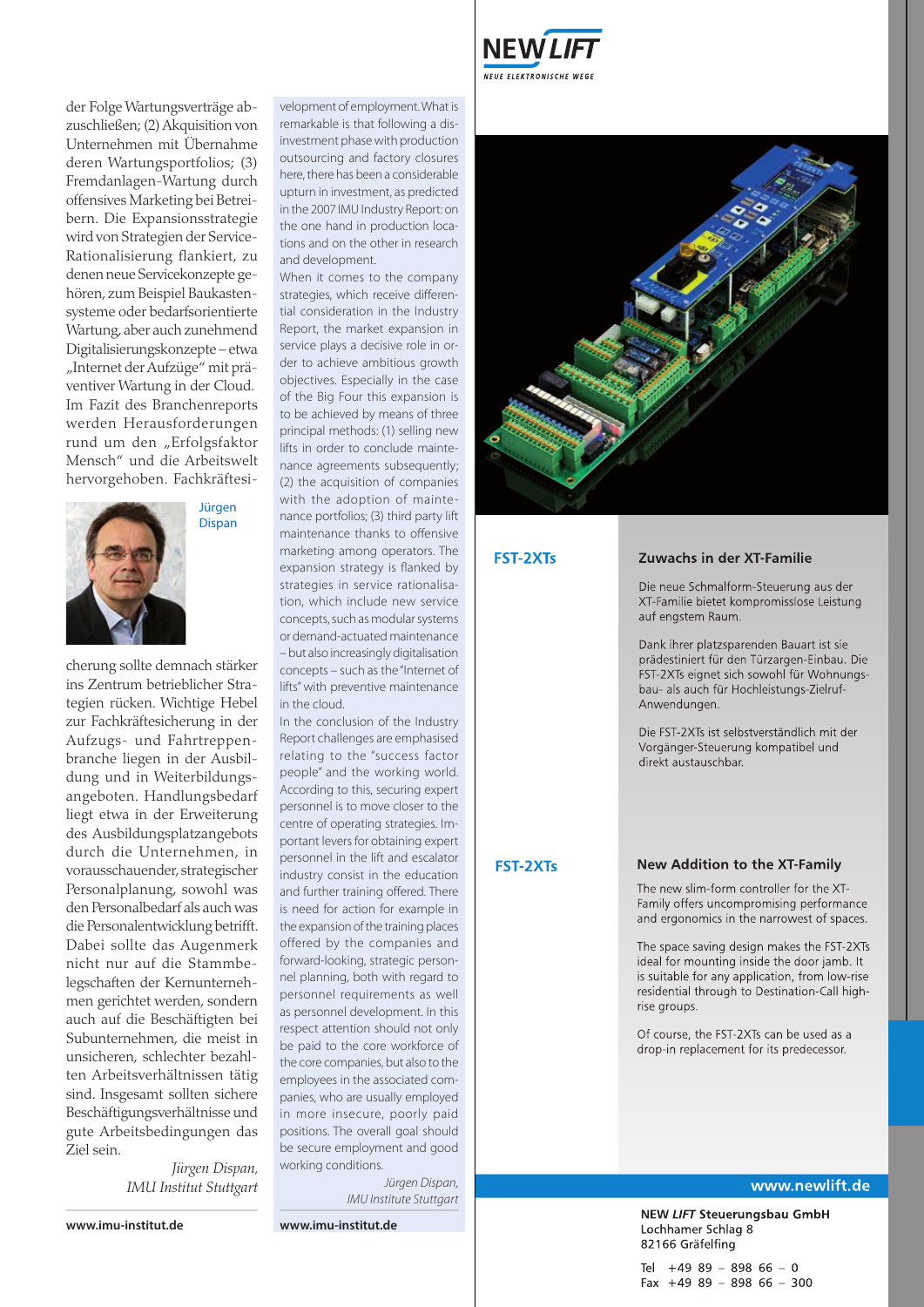der Folge Wartungsverträge abzuschließen; (2) Akquisition von Unternehmen mit Übernahme deren Wartungsportfolios; (3) Fremdanlagen-Wartung durch offensives Marketing bei Betreibern. Die Expansionsstrategie wird von Strategien der Service-Rationalisierung flankiert, zu denen neue Servicekonzepte gehören, zum Beispiel Baukastensysteme oder bedarfsorientierte Wartung, aber auch zunehmend Digitalisierungskonzepte – etwa „Internet der Aufzüge" mit präventiver Wartung in der Cloud. Im Fazit des Branchenreports werden Herausforderungen rund um den „Erfolgsfaktor Mensch" und die Arbeitswelt hervorgehoben. Fachkräftesicherung sollte demnach stärker ins Zentrum betrieblicher Strategien rücken. Wichtige Hebel zur Fachkräftesicherung in der Aufzugs- und Fahrtreppenbranche liegen in der Ausbildung und in Weiterbildungsangeboten. Handlungsbedarf liegt etwa in der Erweiterung des Ausbildungsplatzangebots durch die Unternehmen, in vorausschauender, strategischer Personalplanung, sowohl was den Personalbedarf als auch was die Personalentwicklung betrifft. Dabei sollte das Augenmerk nicht nur auf die Stammbelegschaften der Kernunternehmen gerichtet werden, sondern auch auf die Beschäftigten bei Subunternehmen, die meist in unsicheren, schlechter bezahlten Arbeitsverhältnissen tätig sind. Insgesamt sollten sichere Beschäftigungsverhältnisse und gute Arbeitsbedingungen das Ziel sein.

Jürgen Dispan

*Jürgen Dispan, IMU Institut Stuttgart*

www.imu-institut.de

velopment of employment. What is remarkable is that following a disinvestment phase with production outsourcing and factory closures here, there has been a considerable upturn in investment, as predicted in the 2007 IMU Industry Report: on the one hand in production locations and on the other in research and development.

When it comes to the company strategies, which receive differential consideration in the Industry Report, the market expansion in service plays a decisive role in order to achieve ambitious growth objectives. Especially in the case of the Big Four this expansion is to be achieved by means of three principal methods: (1) selling new lifts in order to conclude maintenance agreements subsequently; (2) the acquisition of companies with the adoption of maintenance portfolios; (3) third party lift maintenance thanks to offensive marketing among operators. The expansion strategy is flanked by strategies in service rationalisation, which include new service concepts, such as modular systems or demand-actuated maintenance – but also increasingly digitalisation concepts – such as the "Internet of lifts" with preventive maintenance in the cloud.

In the conclusion of the Industry Report challenges are emphasised relating to the "success factor people" and the working world. According to this, securing expert personnel is to move closer to the centre of operating strategies. Important levers for obtaining expert personnel in the lift and escalator industry consist in the education and further training offered. There is need for action for example in the expansion of the training places offered by the companies and forward-looking, strategic personnel planning, both with regard to personnel requirements as well as personnel development. In this respect attention should not only be paid to the core workforce of the core companies, but also to the employees in the associated companies, who are usually employed in more insecure, poorly paid positions. The overall goal should be secure employment and good working conditions.

*Jürgen Dispan, IMU Institute Stuttgart*

www.imu-institut.de

NEW LIFT
NEUE ELEKTRONISCHE WEGE

**FST-2XTs**

### Zuwachs in der XT-Familie

Die neue Schmalform-Steuerung aus der XT-Familie bietet kompromisslose Leistung auf engstem Raum.

Dank ihrer platzsparenden Bauart ist sie prädestiniert für den Türzargen-Einbau. Die FST-2XTs eignet sich sowohl für Wohnungsbau- als auch für Hochleistungs-Zielruf-Anwendungen.

Die FST-2XTs ist selbstverständlich mit der Vorgänger-Steuerung kompatibel und direkt austauschbar.

**FST-2XTs**

### New Addition to the XT-Family

The new slim-form controller for the XT-Family offers uncompromising performance and ergonomics in the narrowest of spaces.

The space saving design makes the FST-2XTs ideal for mounting inside the door jamb. It is suitable for any application, from low-rise residential through to Destination-Call high-rise groups.

Of course, the FST-2XTs can be used as a drop-in replacement for its predecessor.

**www.newlift.de**

**NEW *LIFT* Steuerungsbau GmbH**
Lochhamer Schlag 8
82166 Gräfelfing

Tel +49 89 – 898 66 – 0
Fax +49 89 – 898 66 – 300